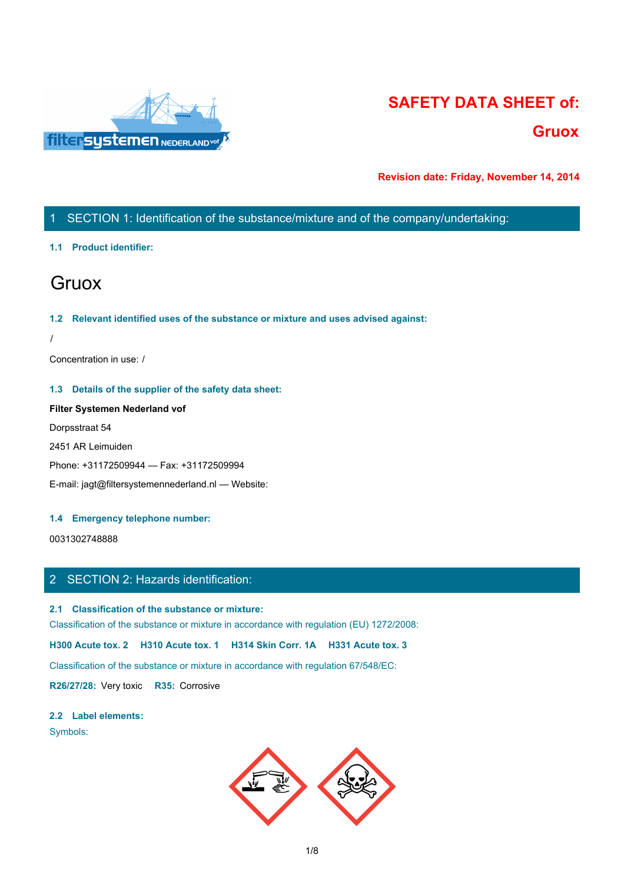# SAFETY DATA SHEET of:

# Gruox

**Revision date: Friday, November 14, 2014**

## 1 SECTION 1: Identification of the substance/mixture and of the company/undertaking:

### 1.1 Product identifier:

# Gruox

### 1.2 Relevant identified uses of the substance or mixture and uses advised against:

/

Concentration in use: /

### 1.3 Details of the supplier of the safety data sheet:

**Filter Systemen Nederland vof**

Dorpsstraat 54

2451 AR Leimuiden

Phone: +31172509944 — Fax: +31172509994

E-mail: jagt@filtersystemennederland.nl — Website:

### 1.4 Emergency telephone number:

0031302748888

## 2 SECTION 2: Hazards identification:

### 2.1 Classification of the substance or mixture:

Classification of the substance or mixture in accordance with regulation (EU) 1272/2008:

**H300 Acute tox. 2** **H310 Acute tox. 1** **H314 Skin Corr. 1A** **H331 Acute tox. 3**

Classification of the substance or mixture in accordance with regulation 67/548/EC:

**R26/27/28:** Very toxic **R35:** Corrosive

### 2.2 Label elements:

Symbols: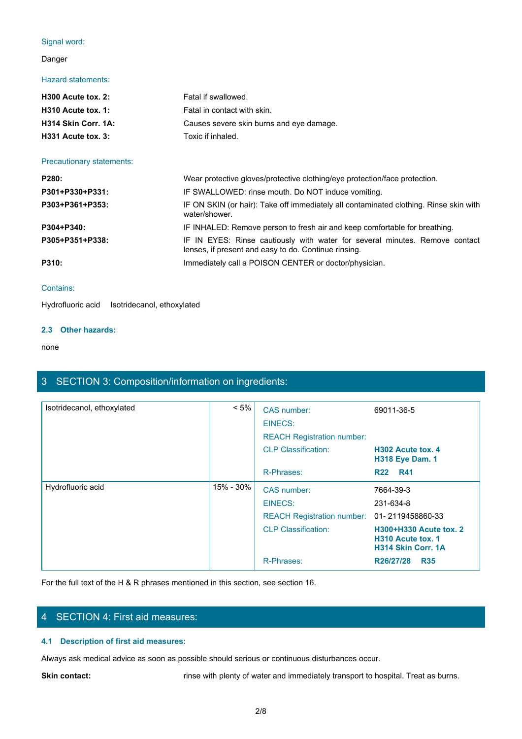Signal word:

Danger

Hazard statements:

| | |
|---|---|
| **H300 Acute tox. 2:** | Fatal if swallowed. |
| **H310 Acute tox. 1:** | Fatal in contact with skin. |
| **H314 Skin Corr. 1A:** | Causes severe skin burns and eye damage. |
| **H331 Acute tox. 3:** | Toxic if inhaled. |

Precautionary statements:

| | |
|---|---|
| **P280:** | Wear protective gloves/protective clothing/eye protection/face protection. |
| **P301+P330+P331:** | IF SWALLOWED: rinse mouth. Do NOT induce vomiting. |
| **P303+P361+P353:** | IF ON SKIN (or hair): Take off immediately all contaminated clothing. Rinse skin with water/shower. |
| **P304+P340:** | IF INHALED: Remove person to fresh air and keep comfortable for breathing. |
| **P305+P351+P338:** | IF IN EYES: Rinse cautiously with water for several minutes. Remove contact lenses, if present and easy to do. Continue rinsing. |
| **P310:** | Immediately call a POISON CENTER or doctor/physician. |

Contains:

Hydrofluoric acid Isotridecanol, ethoxylated

### 2.3 Other hazards:

none

## 3 SECTION 3: Composition/information on ingredients:

| Ingredient | Concentration | Property | Value |
|---|---|---|---|
| Isotridecanol, ethoxylated | < 5% | CAS number: | 69011-36-5 |
| | | EINECS: | |
| | | REACH Registration number: | |
| | | CLP Classification: | **H302 Acute tox. 4**<br>**H318 Eye Dam. 1** |
| | | R-Phrases: | **R22 R41** |
| Hydrofluoric acid | 15% - 30% | CAS number: | 7664-39-3 |
| | | EINECS: | 231-634-8 |
| | | REACH Registration number: | 01- 2119458860-33 |
| | | CLP Classification: | **H300+H330 Acute tox. 2**<br>**H310 Acute tox. 1**<br>**H314 Skin Corr. 1A** |
| | | R-Phrases: | **R26/27/28 R35** |

For the full text of the H & R phrases mentioned in this section, see section 16.

## 4 SECTION 4: First aid measures:

### 4.1 Description of first aid measures:

Always ask medical advice as soon as possible should serious or continuous disturbances occur.

**Skin contact:** rinse with plenty of water and immediately transport to hospital. Treat as burns.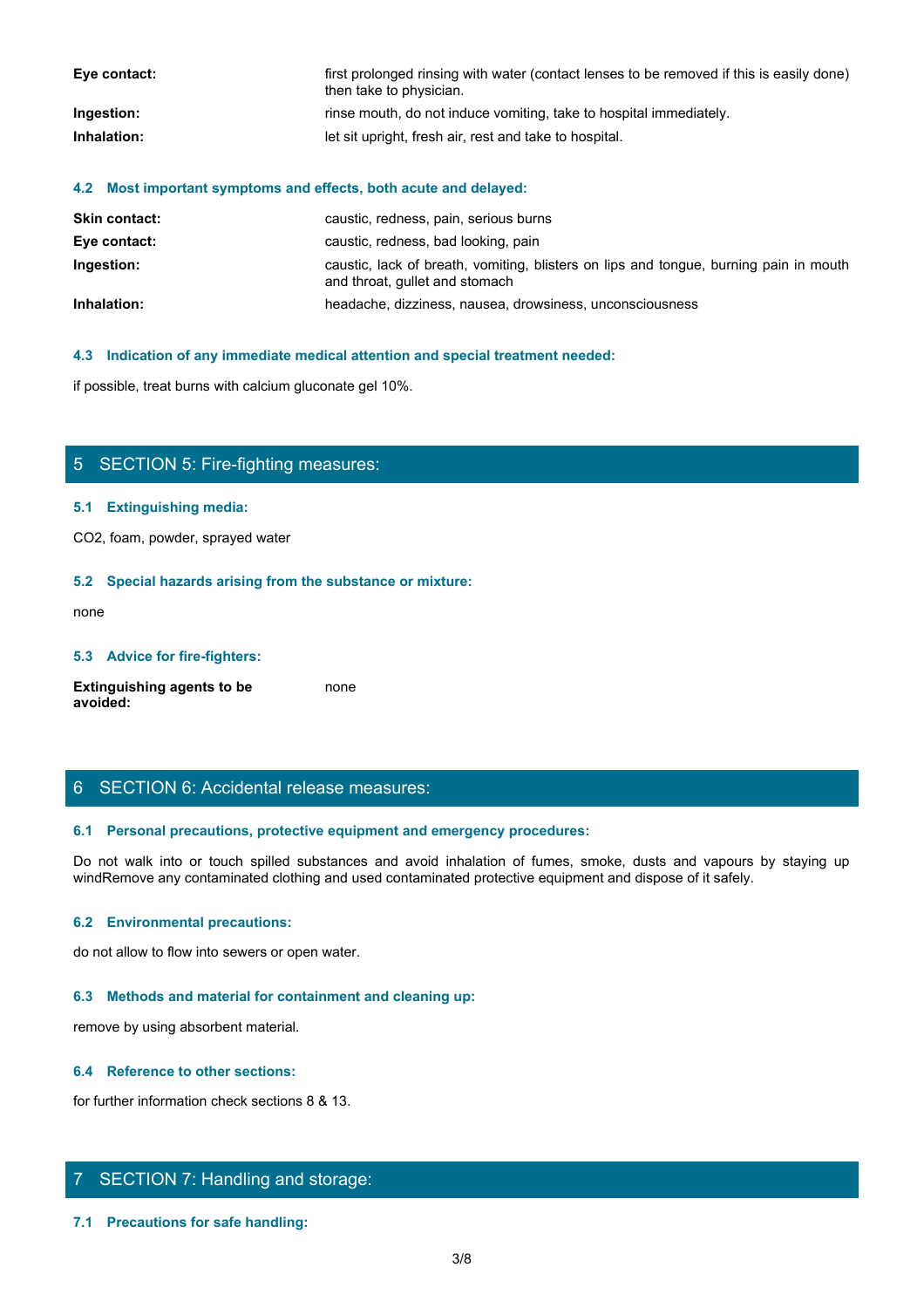| | |
|---|---|
| **Eye contact:** | first prolonged rinsing with water (contact lenses to be removed if this is easily done) then take to physician. |
| **Ingestion:** | rinse mouth, do not induce vomiting, take to hospital immediately. |
| **Inhalation:** | let sit upright, fresh air, rest and take to hospital. |

### 4.2 Most important symptoms and effects, both acute and delayed:

| | |
|---|---|
| **Skin contact:** | caustic, redness, pain, serious burns |
| **Eye contact:** | caustic, redness, bad looking, pain |
| **Ingestion:** | caustic, lack of breath, vomiting, blisters on lips and tongue, burning pain in mouth and throat, gullet and stomach |
| **Inhalation:** | headache, dizziness, nausea, drowsiness, unconsciousness |

### 4.3 Indication of any immediate medical attention and special treatment needed:

if possible, treat burns with calcium gluconate gel 10%.

## 5 SECTION 5: Fire-fighting measures:

### 5.1 Extinguishing media:

$CO_2$, foam, powder, sprayed water

### 5.2 Special hazards arising from the substance or mixture:

none

### 5.3 Advice for fire-fighters:

| | |
|---|---|
| **Extinguishing agents to be avoided:** | none |

## 6 SECTION 6: Accidental release measures:

### 6.1 Personal precautions, protective equipment and emergency procedures:

Do not walk into or touch spilled substances and avoid inhalation of fumes, smoke, dusts and vapours by staying up windRemove any contaminated clothing and used contaminated protective equipment and dispose of it safely.

### 6.2 Environmental precautions:

do not allow to flow into sewers or open water.

### 6.3 Methods and material for containment and cleaning up:

remove by using absorbent material.

### 6.4 Reference to other sections:

for further information check sections 8 & 13.

## 7 SECTION 7: Handling and storage:

### 7.1 Precautions for safe handling: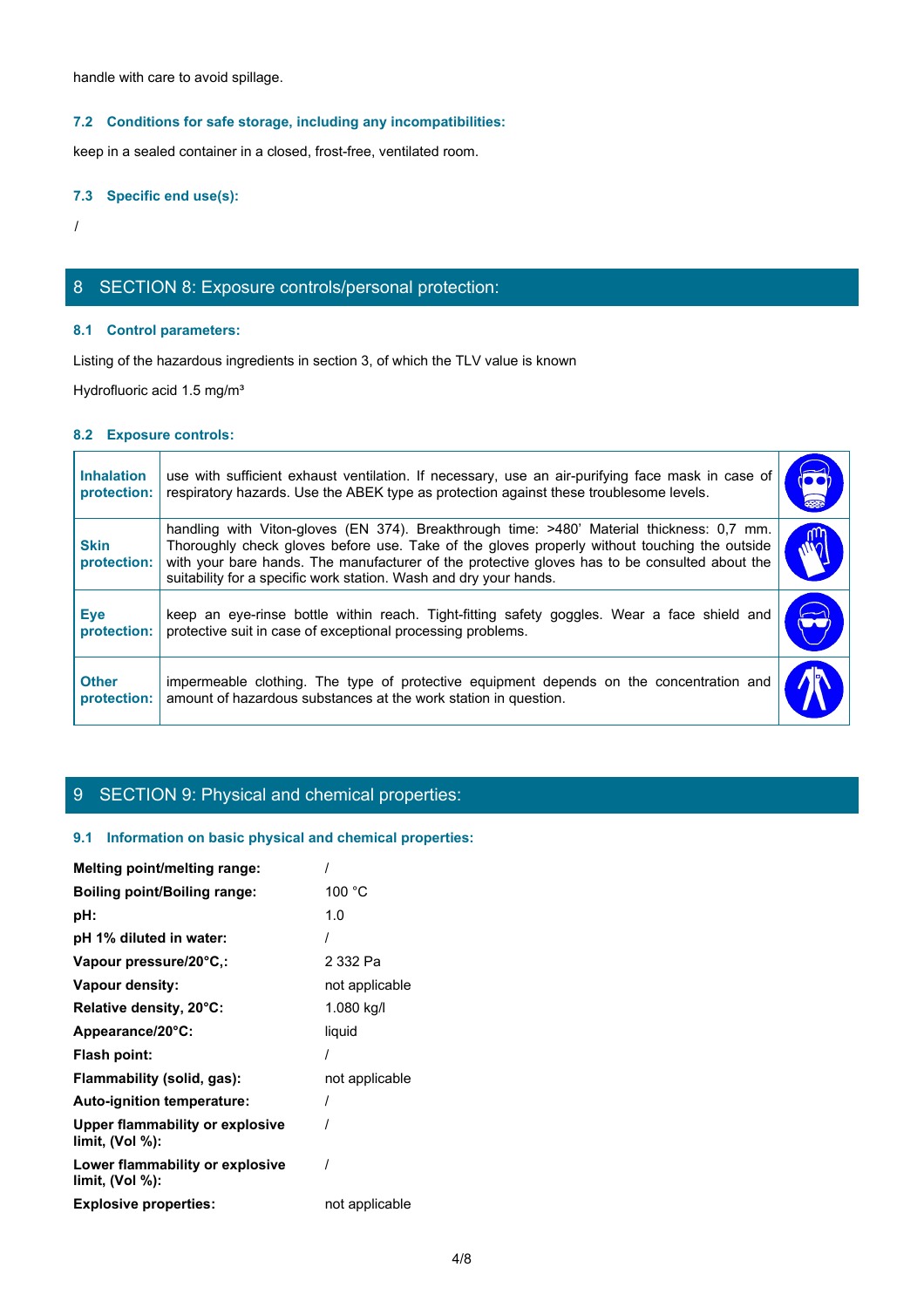handle with care to avoid spillage.

### 7.2 Conditions for safe storage, including any incompatibilities:

keep in a sealed container in a closed, frost-free, ventilated room.

### 7.3 Specific end use(s):

/

## 8 SECTION 8: Exposure controls/personal protection:

### 8.1 Control parameters:

Listing of the hazardous ingredients in section 3, of which the TLV value is known

Hydrofluoric acid 1.5 mg/m³

### 8.2 Exposure controls:

| | | |
|---|---|---|
| **Inhalation protection:** | use with sufficient exhaust ventilation. If necessary, use an air-purifying face mask in case of respiratory hazards. Use the ABEK type as protection against these troublesome levels. | |
| **Skin protection:** | handling with Viton-gloves (EN 374). Breakthrough time: >480' Material thickness: 0,7 mm. Thoroughly check gloves before use. Take of the gloves properly without touching the outside with your bare hands. The manufacturer of the protective gloves has to be consulted about the suitability for a specific work station. Wash and dry your hands. | |
| **Eye protection:** | keep an eye-rinse bottle within reach. Tight-fitting safety goggles. Wear a face shield and protective suit in case of exceptional processing problems. | |
| **Other protection:** | impermeable clothing. The type of protective equipment depends on the concentration and amount of hazardous substances at the work station in question. | |

## 9 SECTION 9: Physical and chemical properties:

### 9.1 Information on basic physical and chemical properties:

| | |
|---|---|
| **Melting point/melting range:** | / |
| **Boiling point/Boiling range:** | 100 °C |
| **pH:** | 1.0 |
| **pH 1% diluted in water:** | / |
| **Vapour pressure/20°C,:** | 2 332 Pa |
| **Vapour density:** | not applicable |
| **Relative density, 20°C:** | 1.080 kg/l |
| **Appearance/20°C:** | liquid |
| **Flash point:** | / |
| **Flammability (solid, gas):** | not applicable |
| **Auto-ignition temperature:** | / |
| **Upper flammability or explosive limit, (Vol %):** | / |
| **Lower flammability or explosive limit, (Vol %):** | / |
| **Explosive properties:** | not applicable |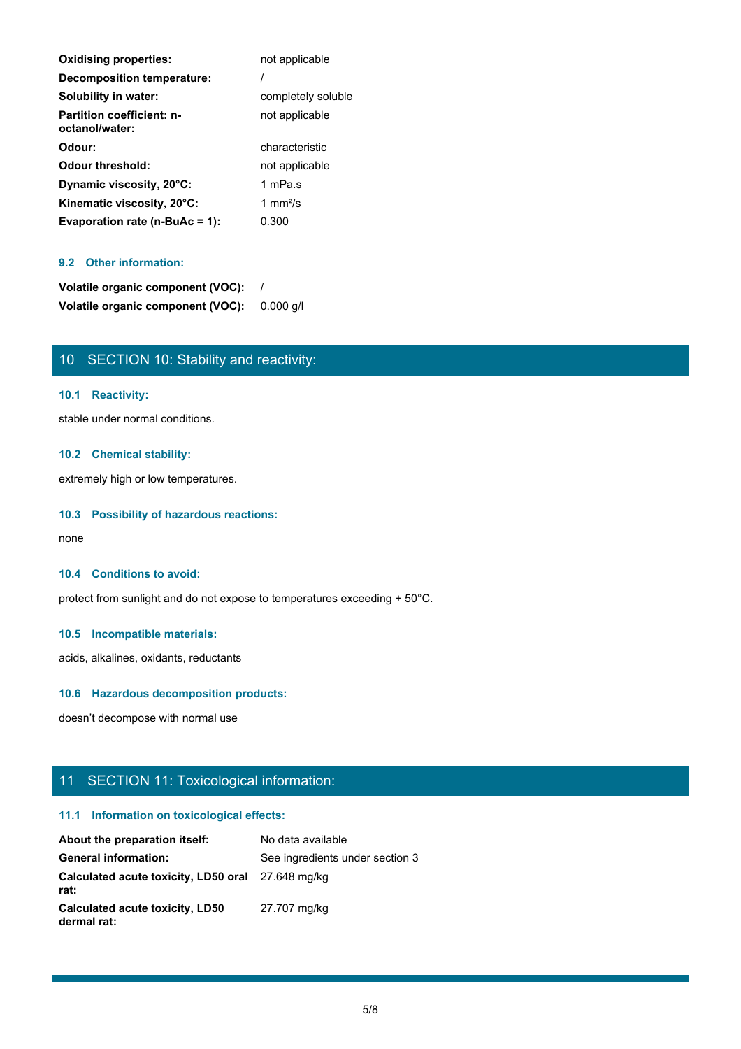| | |
|---|---|
| **Oxidising properties:** | not applicable |
| **Decomposition temperature:** | / |
| **Solubility in water:** | completely soluble |
| **Partition coefficient: n-octanol/water:** | not applicable |
| **Odour:** | characteristic |
| **Odour threshold:** | not applicable |
| **Dynamic viscosity, 20°C:** | 1 mPa.s |
| **Kinematic viscosity, 20°C:** | 1 mm²/s |
| **Evaporation rate (n-BuAc = 1):** | 0.300 |

### 9.2 Other information:

| | |
|---|---|
| **Volatile organic component (VOC):** | / |
| **Volatile organic component (VOC):** | 0.000 g/l |

## 10 SECTION 10: Stability and reactivity:

### 10.1 Reactivity:

stable under normal conditions.

### 10.2 Chemical stability:

extremely high or low temperatures.

### 10.3 Possibility of hazardous reactions:

none

### 10.4 Conditions to avoid:

protect from sunlight and do not expose to temperatures exceeding + 50°C.

### 10.5 Incompatible materials:

acids, alkalines, oxidants, reductants

### 10.6 Hazardous decomposition products:

doesn't decompose with normal use

## 11 SECTION 11: Toxicological information:

### 11.1 Information on toxicological effects:

| | |
|---|---|
| **About the preparation itself:** | No data available |
| **General information:** | See ingredients under section 3 |
| **Calculated acute toxicity, LD50 oral rat:** | 27.648 mg/kg |
| **Calculated acute toxicity, LD50 dermal rat:** | 27.707 mg/kg |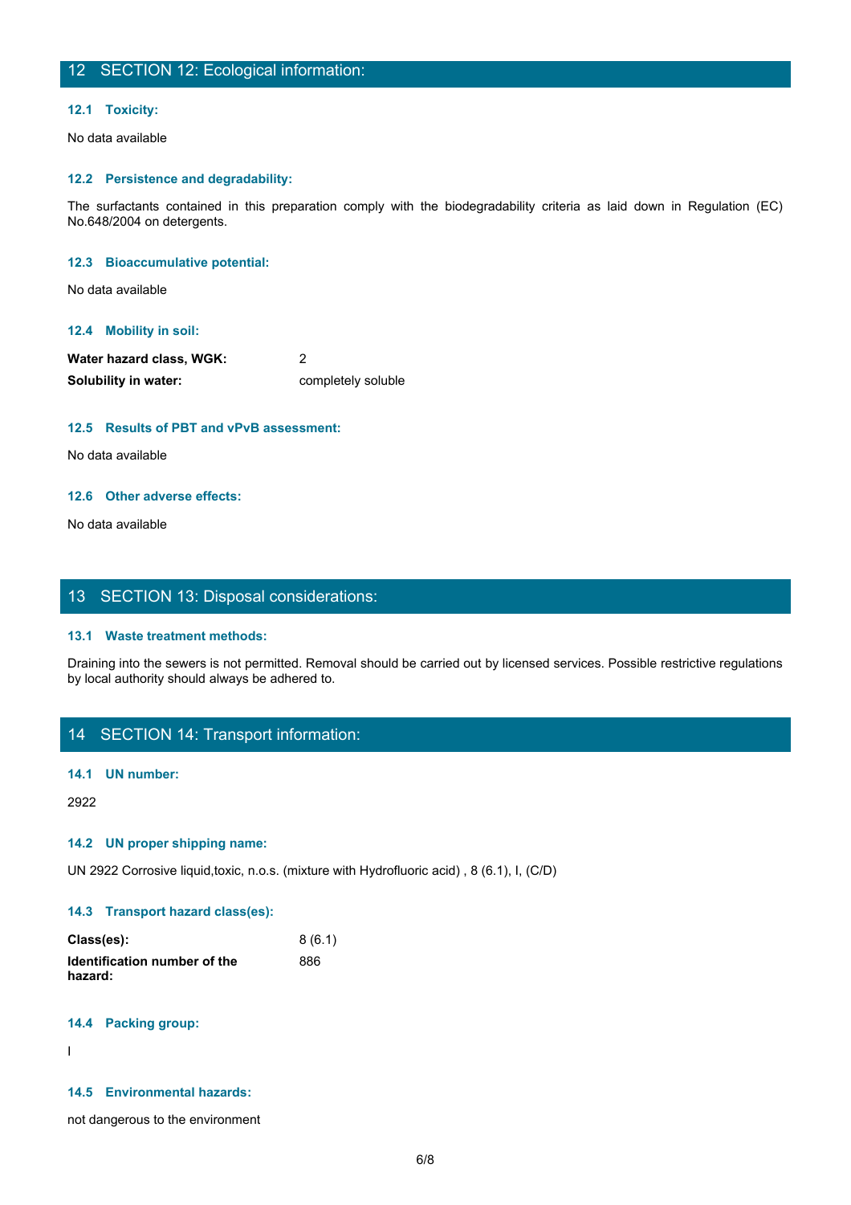## 12 SECTION 12: Ecological information:

### 12.1 Toxicity:

No data available

### 12.2 Persistence and degradability:

The surfactants contained in this preparation comply with the biodegradability criteria as laid down in Regulation (EC) No.648/2004 on detergents.

### 12.3 Bioaccumulative potential:

No data available

### 12.4 Mobility in soil:

| | |
|---|---|
| **Water hazard class, WGK:** | 2 |
| **Solubility in water:** | completely soluble |

### 12.5 Results of PBT and vPvB assessment:

No data available

### 12.6 Other adverse effects:

No data available

## 13 SECTION 13: Disposal considerations:

### 13.1 Waste treatment methods:

Draining into the sewers is not permitted. Removal should be carried out by licensed services. Possible restrictive regulations by local authority should always be adhered to.

## 14 SECTION 14: Transport information:

### 14.1 UN number:

2922

### 14.2 UN proper shipping name:

UN 2922 Corrosive liquid,toxic, n.o.s. (mixture with Hydrofluoric acid) , 8 (6.1), I, (C/D)

### 14.3 Transport hazard class(es):

| | |
|---|---|
| **Class(es):** | 8 (6.1) |
| **Identification number of the hazard:** | 886 |

### 14.4 Packing group:

I

### 14.5 Environmental hazards:

not dangerous to the environment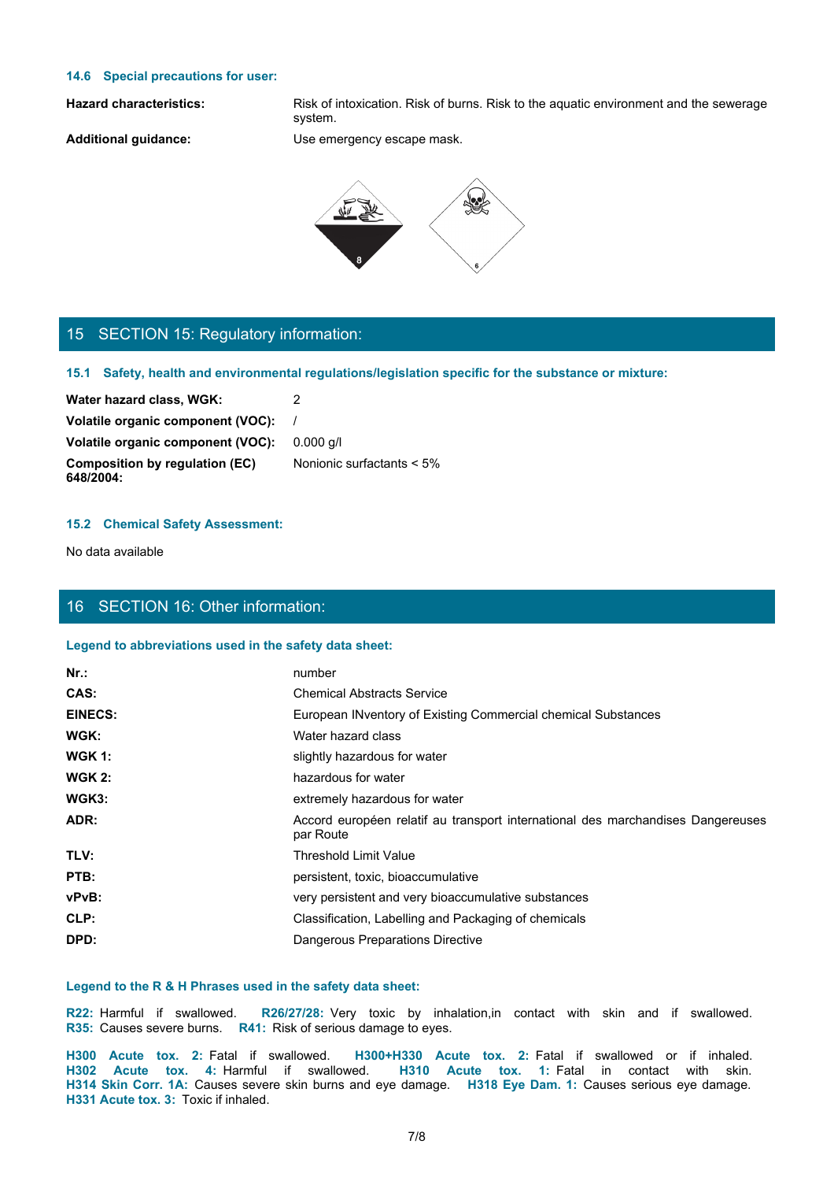### 14.6 Special precautions for user:

| | |
|---|---|
| **Hazard characteristics:** | Risk of intoxication. Risk of burns. Risk to the aquatic environment and the sewerage system. |
| **Additional guidance:** | Use emergency escape mask. |

## 15 SECTION 15: Regulatory information:

### 15.1 Safety, health and environmental regulations/legislation specific for the substance or mixture:

| | |
|---|---|
| **Water hazard class, WGK:** | 2 |
| **Volatile organic component (VOC):** | / |
| **Volatile organic component (VOC):** | 0.000 g/l |
| **Composition by regulation (EC) 648/2004:** | Nonionic surfactants < 5% |

### 15.2 Chemical Safety Assessment:

No data available

## 16 SECTION 16: Other information:

### Legend to abbreviations used in the safety data sheet:

| | |
|---|---|
| **Nr.:** | number |
| **CAS:** | Chemical Abstracts Service |
| **EINECS:** | European INventory of Existing Commercial chemical Substances |
| **WGK:** | Water hazard class |
| **WGK 1:** | slightly hazardous for water |
| **WGK 2:** | hazardous for water |
| **WGK3:** | extremely hazardous for water |
| **ADR:** | Accord européen relatif au transport international des marchandises Dangereuses par Route |
| **TLV:** | Threshold Limit Value |
| **PTB:** | persistent, toxic, bioaccumulative |
| **vPvB:** | very persistent and very bioaccumulative substances |
| **CLP:** | Classification, Labelling and Packaging of chemicals |
| **DPD:** | Dangerous Preparations Directive |

### Legend to the R & H Phrases used in the safety data sheet:

**R22:** Harmful if swallowed. **R26/27/28:** Very toxic by inhalation,in contact with skin and if swallowed. **R35:** Causes severe burns. **R41:** Risk of serious damage to eyes.

**H300 Acute tox. 2:** Fatal if swallowed. **H300+H330 Acute tox. 2:** Fatal if swallowed or if inhaled. **H302 Acute tox. 4:** Harmful if swallowed. **H310 Acute tox. 1:** Fatal in contact with skin. **H314 Skin Corr. 1A:** Causes severe skin burns and eye damage. **H318 Eye Dam. 1:** Causes serious eye damage. **H331 Acute tox. 3:** Toxic if inhaled.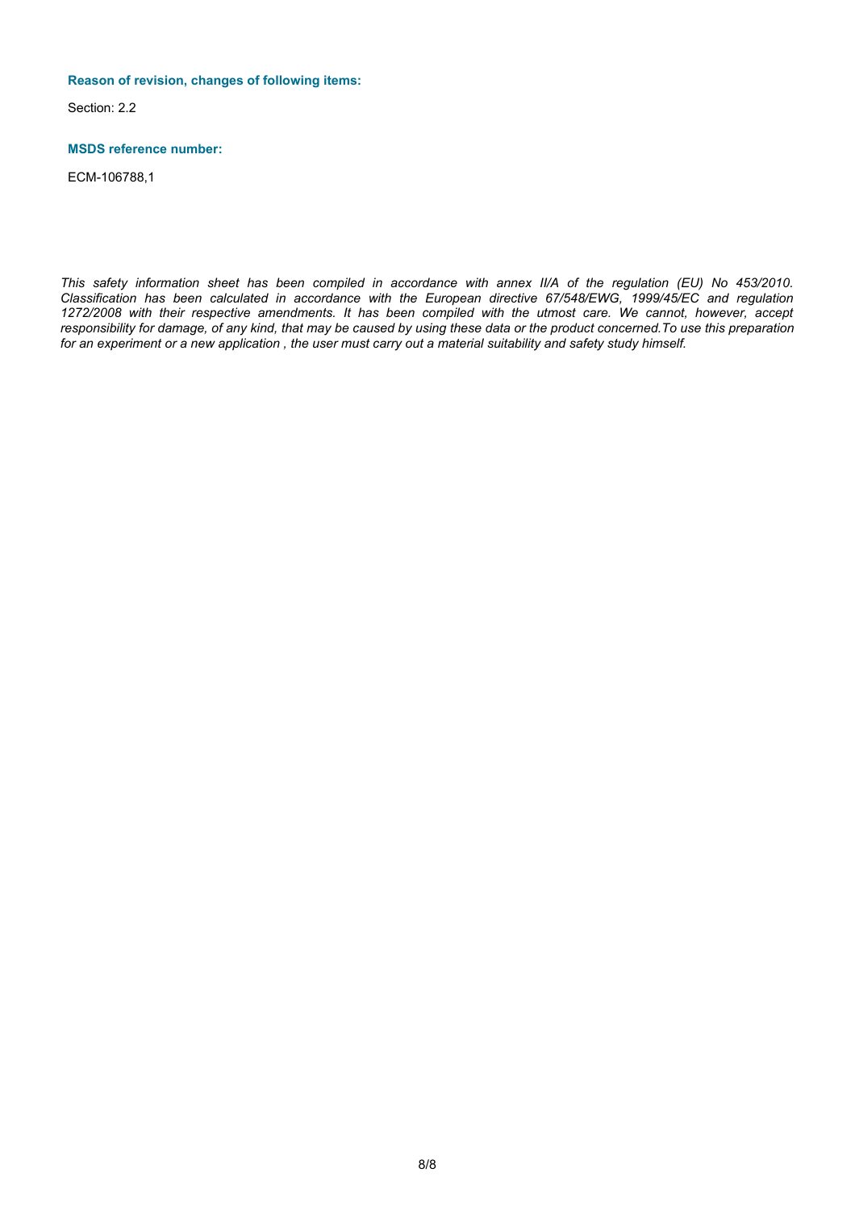**Reason of revision, changes of following items:**

Section: 2.2

**MSDS reference number:**

ECM-106788,1

*This safety information sheet has been compiled in accordance with annex II/A of the regulation (EU) No 453/2010. Classification has been calculated in accordance with the European directive 67/548/EWG, 1999/45/EC and regulation 1272/2008 with their respective amendments. It has been compiled with the utmost care. We cannot, however, accept responsibility for damage, of any kind, that may be caused by using these data or the product concerned.To use this preparation for an experiment or a new application , the user must carry out a material suitability and safety study himself.*